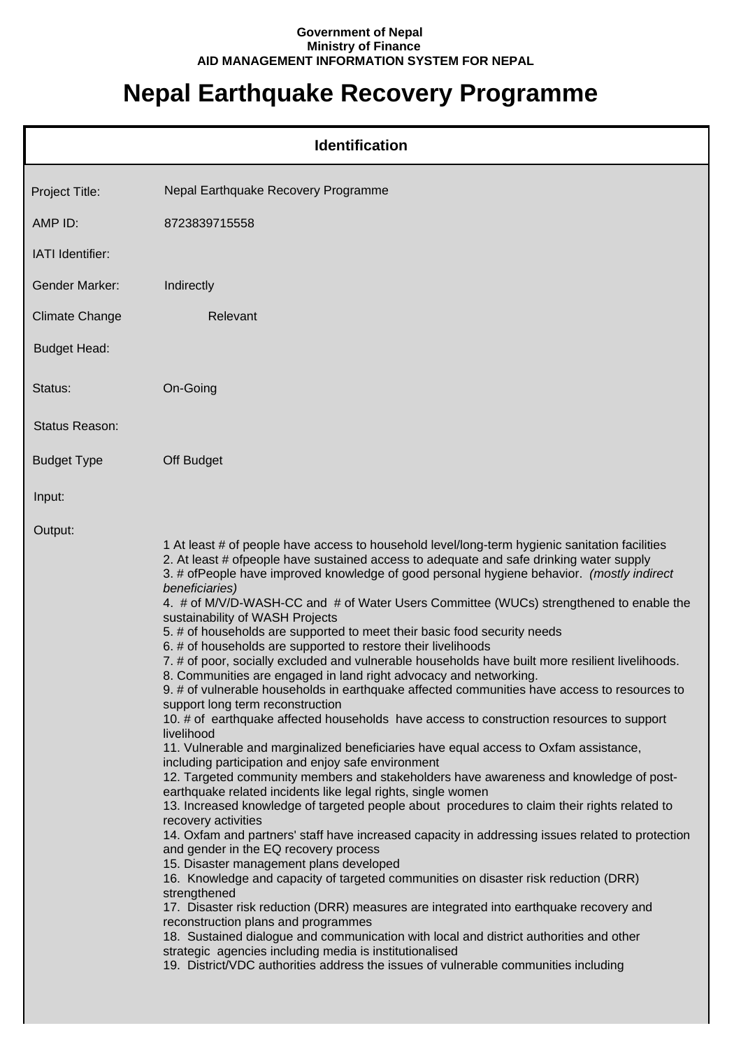**Government of Nepal**
**Ministry of Finance**
**AID MANAGEMENT INFORMATION SYSTEM FOR NEPAL**

# Nepal Earthquake Recovery Programme

## Identification

| | |
|---|---|
| Project Title: | Nepal Earthquake Recovery Programme |
| AMP ID: | 8723839715558 |
| IATI Identifier: | |
| Gender Marker: | Indirectly |
| Climate Change | Relevant |
| Budget Head: | |
| Status: | On-Going |
| Status Reason: | |
| Budget Type | Off Budget |
| Input: | |

Output:

1 At least # of people have access to household level/long-term hygienic sanitation facilities
2. At least # ofpeople have sustained access to adequate and safe drinking water supply
3. # ofPeople have improved knowledge of good personal hygiene behavior. *(mostly indirect beneficiaries)*
4. # of M/V/D-WASH-CC and # of Water Users Committee (WUCs) strengthened to enable the sustainability of WASH Projects
5. # of households are supported to meet their basic food security needs
6. # of households are supported to restore their livelihoods
7. # of poor, socially excluded and vulnerable households have built more resilient livelihoods.
8. Communities are engaged in land right advocacy and networking.
9. # of vulnerable households in earthquake affected communities have access to resources to support long term reconstruction
10. # of earthquake affected households have access to construction resources to support livelihood
11. Vulnerable and marginalized beneficiaries have equal access to Oxfam assistance, including participation and enjoy safe environment
12. Targeted community members and stakeholders have awareness and knowledge of post-earthquake related incidents like legal rights, single women
13. Increased knowledge of targeted people about procedures to claim their rights related to recovery activities
14. Oxfam and partners' staff have increased capacity in addressing issues related to protection and gender in the EQ recovery process
15. Disaster management plans developed
16. Knowledge and capacity of targeted communities on disaster risk reduction (DRR) strengthened
17. Disaster risk reduction (DRR) measures are integrated into earthquake recovery and reconstruction plans and programmes
18. Sustained dialogue and communication with local and district authorities and other strategic agencies including media is institutionalised
19. District/VDC authorities address the issues of vulnerable communities including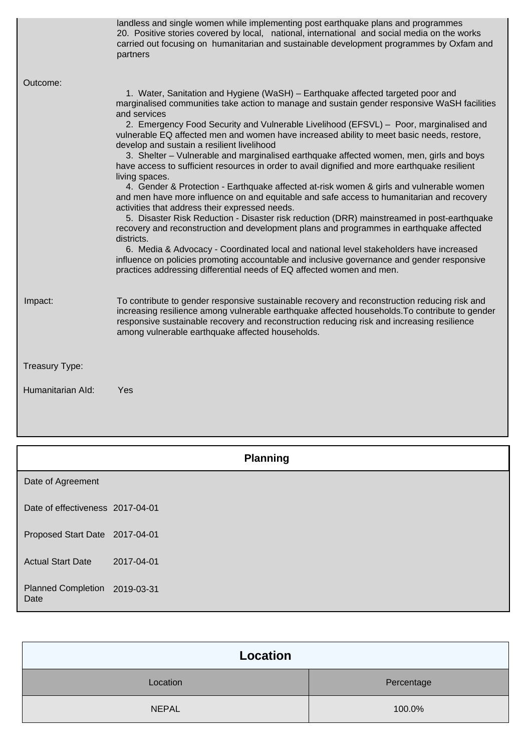landless and single women while implementing post earthquake plans and programmes
20. Positive stories covered by local, national, international and social media on the works carried out focusing on humanitarian and sustainable development programmes by Oxfam and partners

Outcome:

1. Water, Sanitation and Hygiene (WaSH) – Earthquake affected targeted poor and marginalised communities take action to manage and sustain gender responsive WaSH facilities and services
2. Emergency Food Security and Vulnerable Livelihood (EFSVL) – Poor, marginalised and vulnerable EQ affected men and women have increased ability to meet basic needs, restore, develop and sustain a resilient livelihood
3. Shelter – Vulnerable and marginalised earthquake affected women, men, girls and boys have access to sufficient resources in order to avail dignified and more earthquake resilient living spaces.
4. Gender & Protection - Earthquake affected at-risk women & girls and vulnerable women and men have more influence on and equitable and safe access to humanitarian and recovery activities that address their expressed needs.
5. Disaster Risk Reduction - Disaster risk reduction (DRR) mainstreamed in post-earthquake recovery and reconstruction and development plans and programmes in earthquake affected districts.
6. Media & Advocacy - Coordinated local and national level stakeholders have increased influence on policies promoting accountable and inclusive governance and gender responsive practices addressing differential needs of EQ affected women and men.

Impact: To contribute to gender responsive sustainable recovery and reconstruction reducing risk and increasing resilience among vulnerable earthquake affected households.To contribute to gender responsive sustainable recovery and reconstruction reducing risk and increasing resilience among vulnerable earthquake affected households.

Treasury Type:

Humanitarian AId: Yes

## Planning

| | |
|---|---|
| Date of Agreement | |
| Date of effectiveness | 2017-04-01 |
| Proposed Start Date | 2017-04-01 |
| Actual Start Date | 2017-04-01 |
| Planned Completion Date | 2019-03-31 |

## Location

| Location | Percentage |
|---|---|
| NEPAL | 100.0% |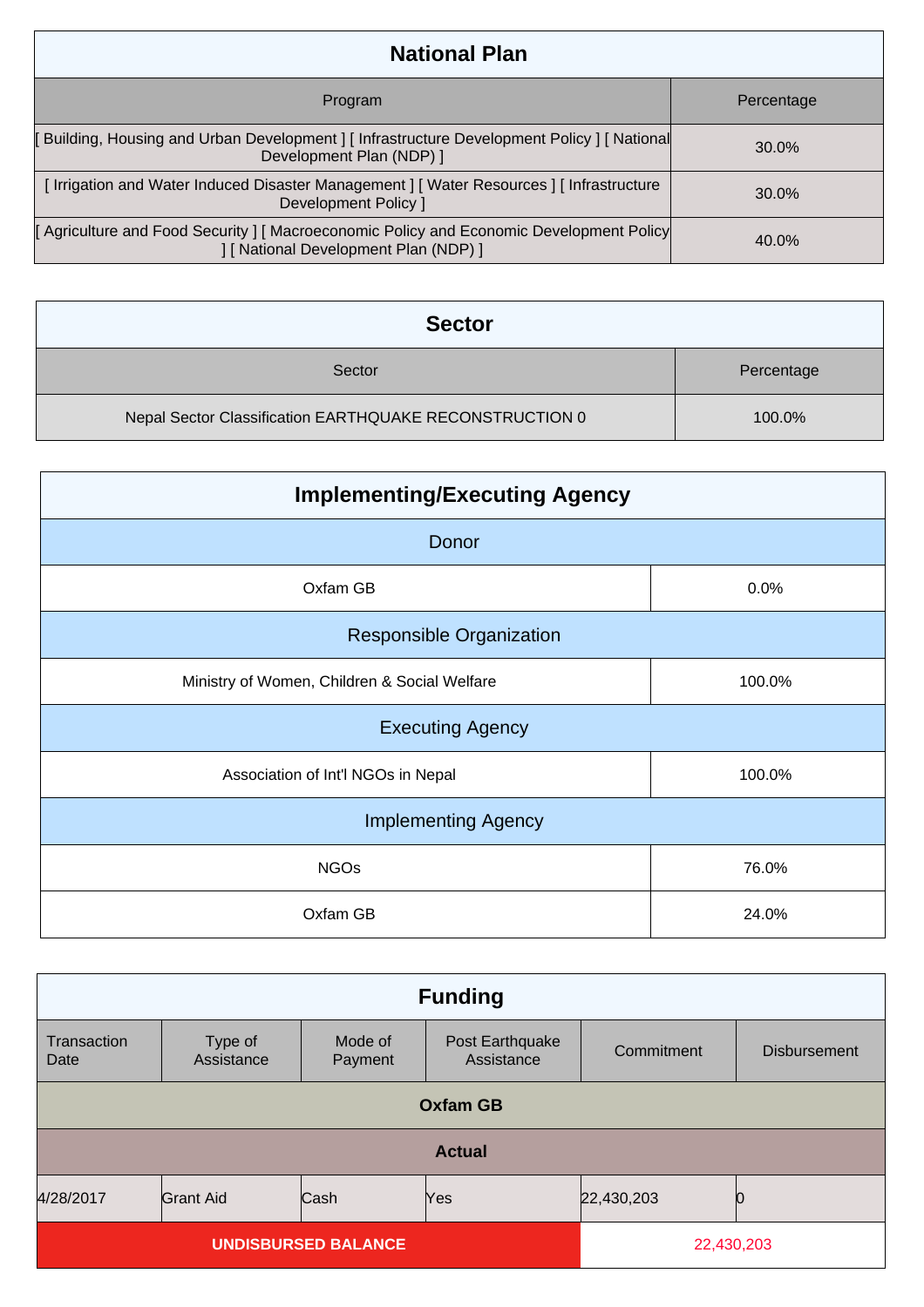## National Plan

| Program | Percentage |
| --- | --- |
| [ Building, Housing and Urban Development ] [ Infrastructure Development Policy ] [ National Development Plan (NDP) ] | 30.0% |
| [ Irrigation and Water Induced Disaster Management ] [ Water Resources ] [ Infrastructure Development Policy ] | 30.0% |
| [ Agriculture and Food Security ] [ Macroeconomic Policy and Economic Development Policy ] [ National Development Plan (NDP) ] | 40.0% |

## Sector

| Sector | Percentage |
| --- | --- |
| Nepal Sector Classification EARTHQUAKE RECONSTRUCTION 0 | 100.0% |

## Implementing/Executing Agency

| Donor | |
| --- | --- |
| Oxfam GB | 0.0% |
| **Responsible Organization** | |
| Ministry of Women, Children & Social Welfare | 100.0% |
| **Executing Agency** | |
| Association of Int'l NGOs in Nepal | 100.0% |
| **Implementing Agency** | |
| NGOs | 76.0% |
| Oxfam GB | 24.0% |

## Funding

| Transaction Date | Type of Assistance | Mode of Payment | Post Earthquake Assistance | Commitment | Disbursement |
| --- | --- | --- | --- | --- | --- |
| **Oxfam GB** | | | | | |
| **Actual** | | | | | |
| 4/28/2017 | Grant Aid | Cash | Yes | 22,430,203 | 0 |
| **UNDISBURSED BALANCE** | | | | 22,430,203 | |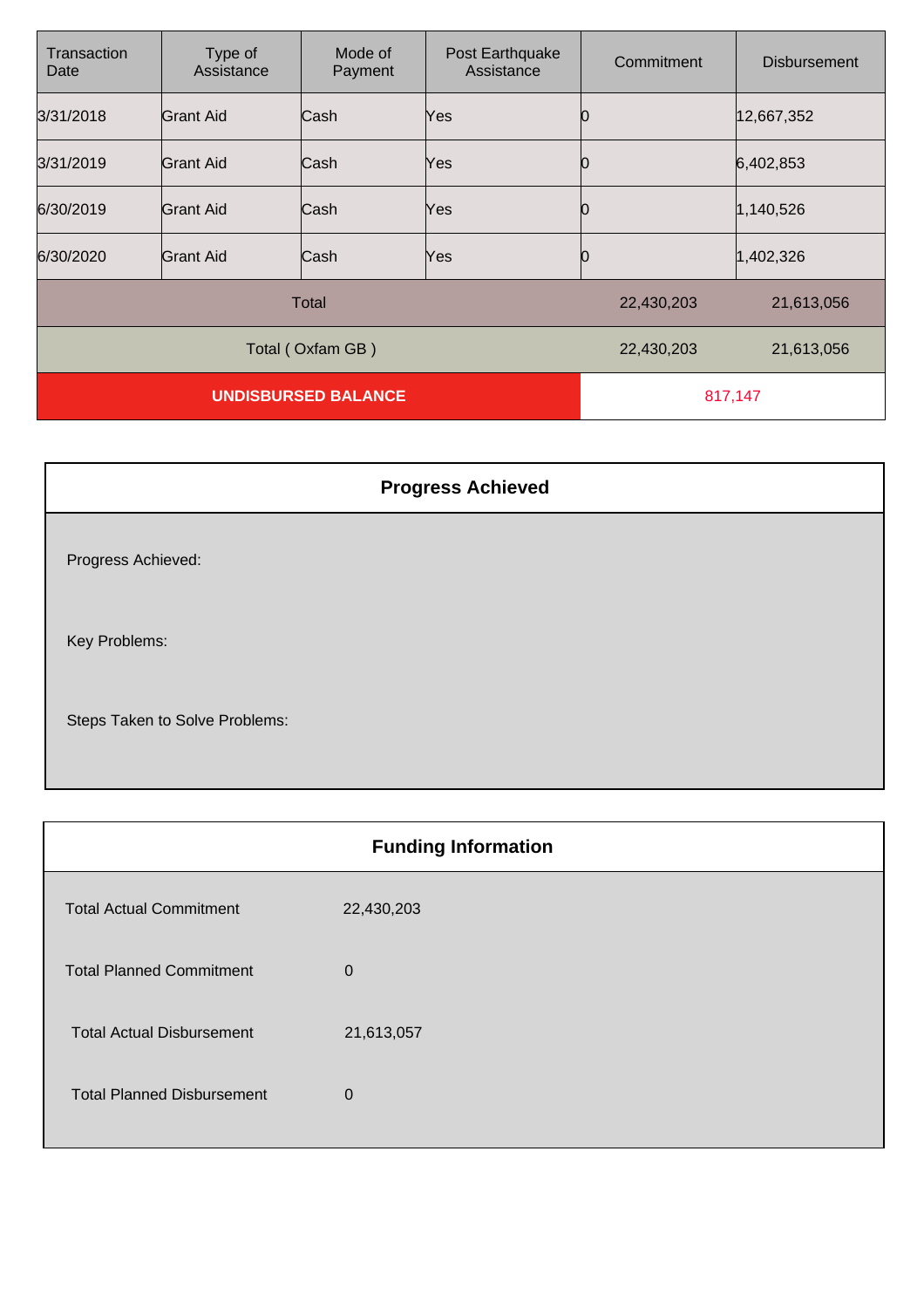| Transaction Date | Type of Assistance | Mode of Payment | Post Earthquake Assistance | Commitment | Disbursement |
|---|---|---|---|---|---|
| 3/31/2018 | Grant Aid | Cash | Yes | 0 | 12,667,352 |
| 3/31/2019 | Grant Aid | Cash | Yes | 0 | 6,402,853 |
| 6/30/2019 | Grant Aid | Cash | Yes | 0 | 1,140,526 |
| 6/30/2020 | Grant Aid | Cash | Yes | 0 | 1,402,326 |
| Total | | | | 22,430,203 | 21,613,056 |
| Total ( Oxfam GB ) | | | | 22,430,203 | 21,613,056 |
| **UNDISBURSED BALANCE** | | | | 817,147 | |

| Progress Achieved |
|---|
| Progress Achieved: |
| Key Problems: |
| Steps Taken to Solve Problems: |

| Funding Information | |
|---|---|
| Total Actual Commitment | 22,430,203 |
| Total Planned Commitment | 0 |
| Total Actual Disbursement | 21,613,057 |
| Total Planned Disbursement | 0 |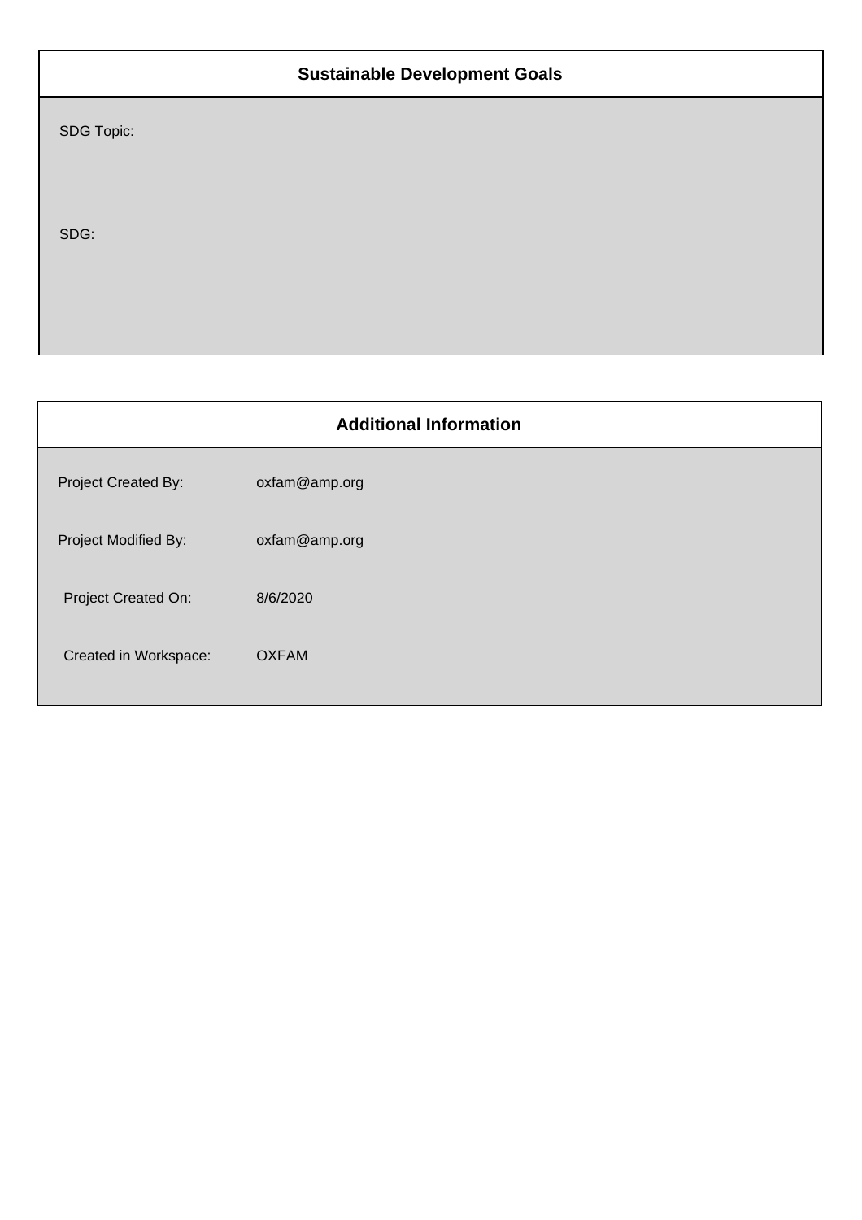## Sustainable Development Goals

SDG Topic:

SDG:

## Additional Information

| | |
|---|---|
| Project Created By: | oxfam@amp.org |
| Project Modified By: | oxfam@amp.org |
| Project Created On: | 8/6/2020 |
| Created in Workspace: | OXFAM |